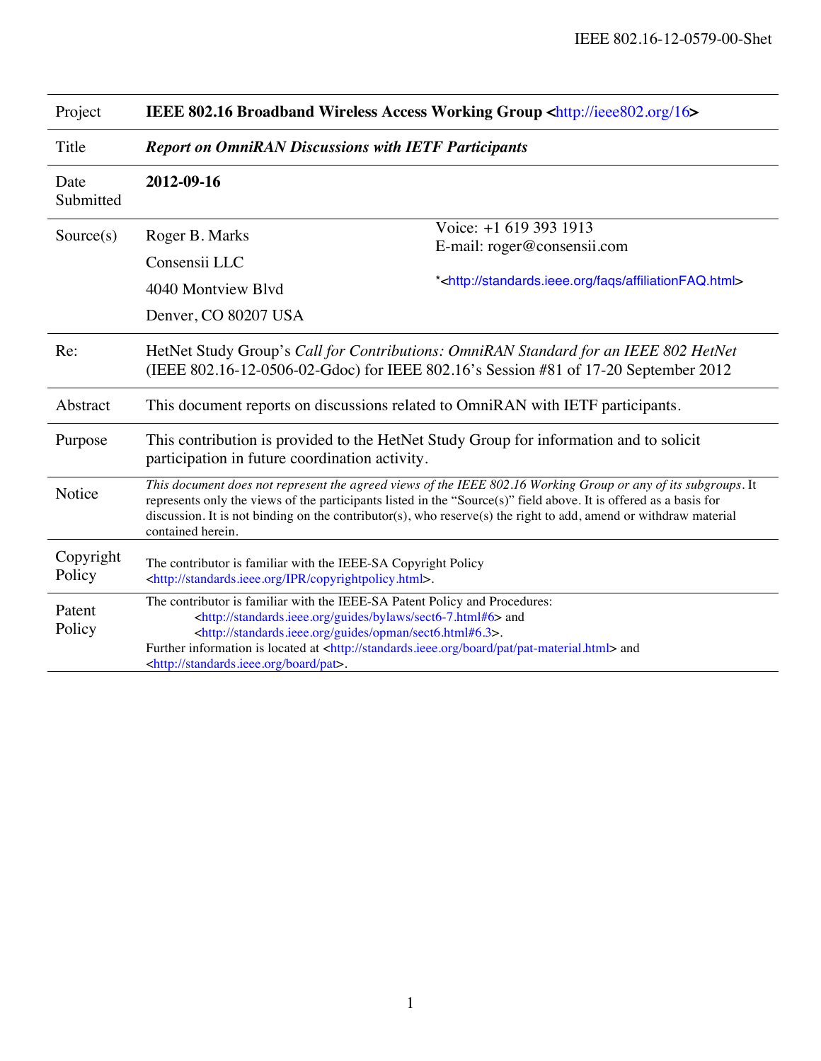| | |
|---|---|
| Project | **IEEE 802.16 Broadband Wireless Access Working Group <http://ieee802.org/16>** |
| Title | ***Report on OmniRAN Discussions with IETF Participants*** |
| Date Submitted | **2012-09-16** |
| Source(s) | Roger B. Marks<br>Consensii LLC<br>4040 Montview Blvd<br>Denver, CO 80207 USA<br><br>Voice: +1 619 393 1913<br>E-mail: roger@consensii.com<br><br>*<http://standards.ieee.org/faqs/affiliationFAQ.html> |
| Re: | HetNet Study Group's *Call for Contributions: OmniRAN Standard for an IEEE 802 HetNet* (IEEE 802.16-12-0506-02-Gdoc) for IEEE 802.16's Session #81 of 17-20 September 2012 |
| Abstract | This document reports on discussions related to OmniRAN with IETF participants. |
| Purpose | This contribution is provided to the HetNet Study Group for information and to solicit participation in future coordination activity. |
| Notice | *This document does not represent the agreed views of the IEEE 802.16 Working Group or any of its subgroups*. It represents only the views of the participants listed in the "Source(s)" field above. It is offered as a basis for discussion. It is not binding on the contributor(s), who reserve(s) the right to add, amend or withdraw material contained herein. |
| Copyright Policy | The contributor is familiar with the IEEE-SA Copyright Policy <http://standards.ieee.org/IPR/copyrightpolicy.html>. |
| Patent Policy | The contributor is familiar with the IEEE-SA Patent Policy and Procedures:<br><http://standards.ieee.org/guides/bylaws/sect6-7.html#6> and<br><http://standards.ieee.org/guides/opman/sect6.html#6.3>.<br>Further information is located at <http://standards.ieee.org/board/pat/pat-material.html> and <http://standards.ieee.org/board/pat>. |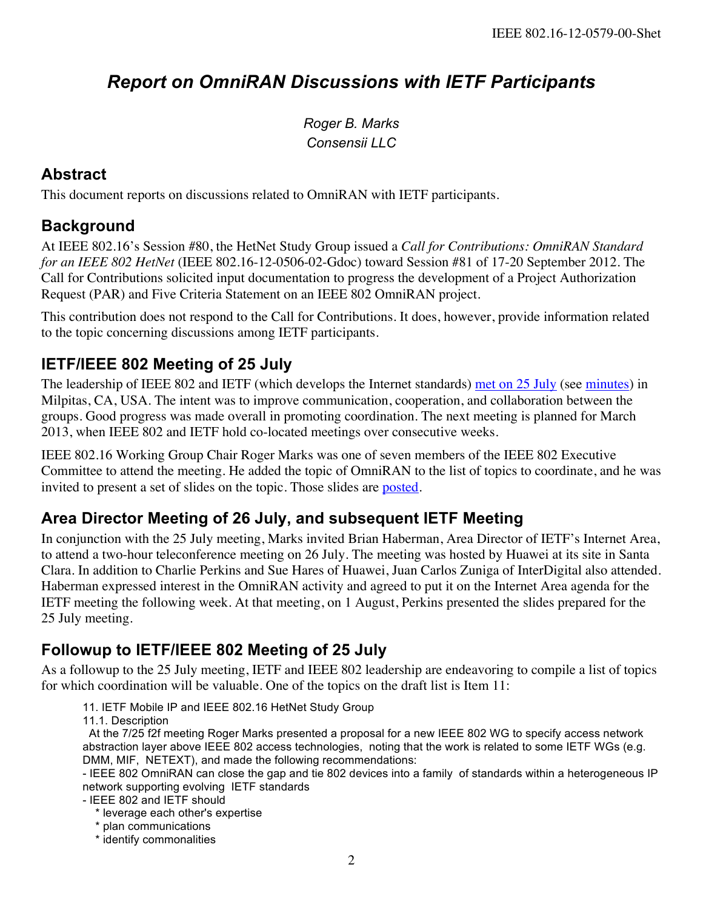## Abstract

This document reports on discussions related to OmniRAN with IETF participants.

## Background

At IEEE 802.16's Session #80, the HetNet Study Group issued a *Call for Contributions: OmniRAN Standard for an IEEE 802 HetNet* (IEEE 802.16-12-0506-02-Gdoc) toward Session #81 of 17-20 September 2012. The Call for Contributions solicited input documentation to progress the development of a Project Authorization Request (PAR) and Five Criteria Statement on an IEEE 802 OmniRAN project.

This contribution does not respond to the Call for Contributions. It does, however, provide information related to the topic concerning discussions among IETF participants.

## IETF/IEEE 802 Meeting of 25 July

The leadership of IEEE 802 and IETF (which develops the Internet standards) met on 25 July (see minutes) in Milpitas, CA, USA. The intent was to improve communication, cooperation, and collaboration between the groups. Good progress was made overall in promoting coordination. The next meeting is planned for March 2013, when IEEE 802 and IETF hold co-located meetings over consecutive weeks.

IEEE 802.16 Working Group Chair Roger Marks was one of seven members of the IEEE 802 Executive Committee to attend the meeting. He added the topic of OmniRAN to the list of topics to coordinate, and he was invited to present a set of slides on the topic. Those slides are posted.

## Area Director Meeting of 26 July, and subsequent IETF Meeting

In conjunction with the 25 July meeting, Marks invited Brian Haberman, Area Director of IETF's Internet Area, to attend a two-hour teleconference meeting on 26 July. The meeting was hosted by Huawei at its site in Santa Clara. In addition to Charlie Perkins and Sue Hares of Huawei, Juan Carlos Zuniga of InterDigital also attended. Haberman expressed interest in the OmniRAN activity and agreed to put it on the Internet Area agenda for the IETF meeting the following week. At that meeting, on 1 August, Perkins presented the slides prepared for the 25 July meeting.

## Followup to IETF/IEEE 802 Meeting of 25 July

As a followup to the 25 July meeting, IETF and IEEE 802 leadership are endeavoring to compile a list of topics for which coordination will be valuable. One of the topics on the draft list is Item 11:

> 11. IETF Mobile IP and IEEE 802.16 HetNet Study Group
> 11.1. Description
> At the 7/25 f2f meeting Roger Marks presented a proposal for a new IEEE 802 WG to specify access network abstraction layer above IEEE 802 access technologies, noting that the work is related to some IETF WGs (e.g. DMM, MIF, NETEXT), and made the following recommendations:
> - IEEE 802 OmniRAN can close the gap and tie 802 devices into a family of standards within a heterogeneous IP network supporting evolving IETF standards
> - IEEE 802 and IETF should
>   * leverage each other's expertise
>   * plan communications
>   * identify commonalities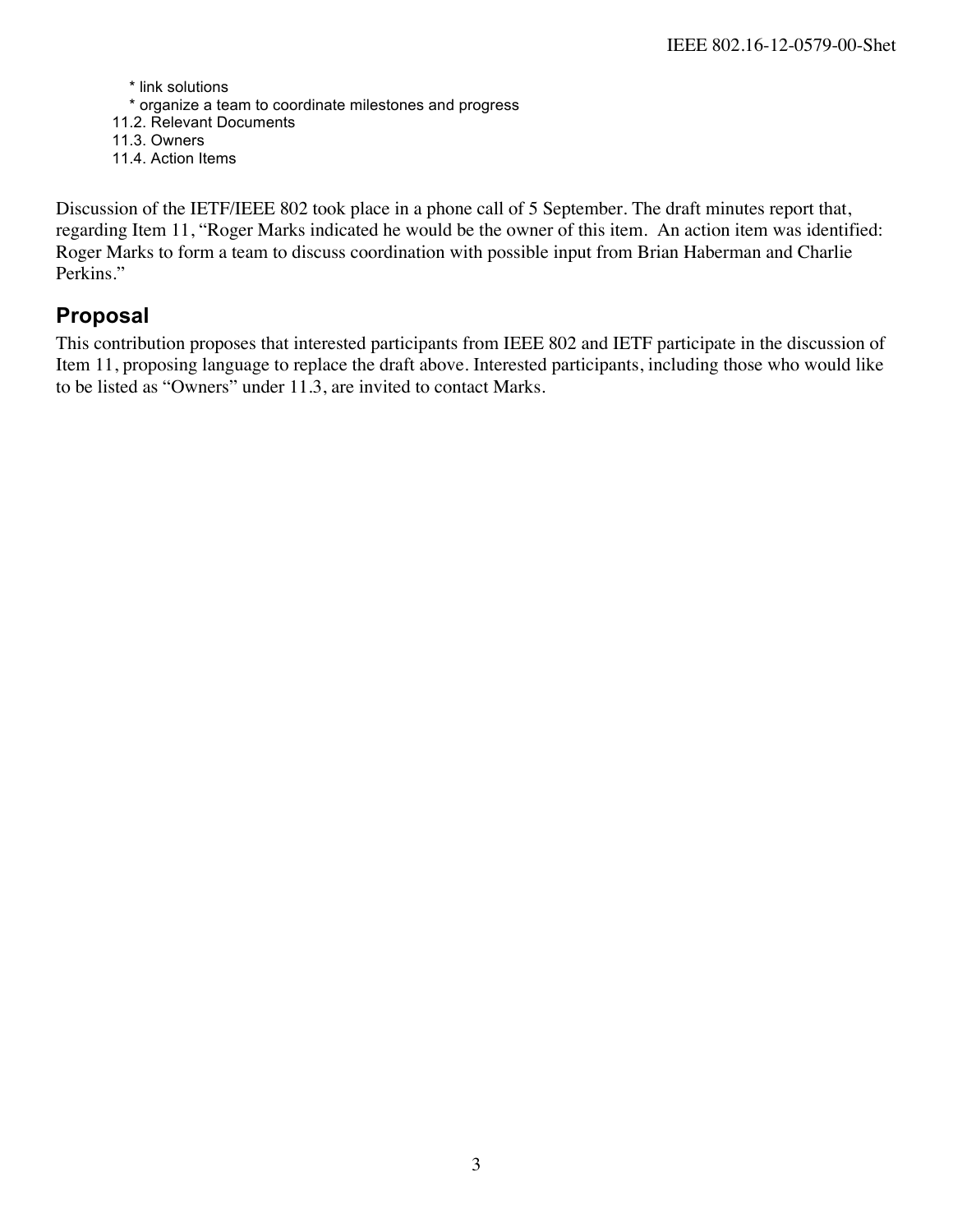* link solutions
* organize a team to coordinate milestones and progress

11.2. Relevant Documents
11.3. Owners
11.4. Action Items

Discussion of the IETF/IEEE 802 took place in a phone call of 5 September. The draft minutes report that, regarding Item 11, "Roger Marks indicated he would be the owner of this item. An action item was identified: Roger Marks to form a team to discuss coordination with possible input from Brian Haberman and Charlie Perkins."

## Proposal

This contribution proposes that interested participants from IEEE 802 and IETF participate in the discussion of Item 11, proposing language to replace the draft above. Interested participants, including those who would like to be listed as "Owners" under 11.3, are invited to contact Marks.